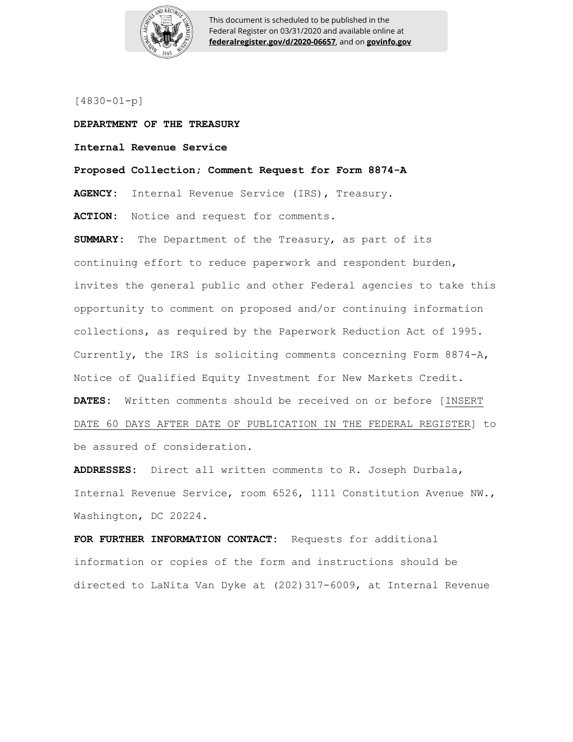[4830-01-p]

**DEPARTMENT OF THE TREASURY**

**Internal Revenue Service**

**Proposed Collection; Comment Request for Form 8874-A**

**AGENCY:** Internal Revenue Service (IRS), Treasury.

**ACTION:** Notice and request for comments.

**SUMMARY:** The Department of the Treasury, as part of its continuing effort to reduce paperwork and respondent burden, invites the general public and other Federal agencies to take this opportunity to comment on proposed and/or continuing information collections, as required by the Paperwork Reduction Act of 1995. Currently, the IRS is soliciting comments concerning Form 8874-A, Notice of Qualified Equity Investment for New Markets Credit.

**DATES:** Written comments should be received on or before [INSERT DATE 60 DAYS AFTER DATE OF PUBLICATION IN THE FEDERAL REGISTER] to be assured of consideration.

**ADDRESSES:** Direct all written comments to R. Joseph Durbala, Internal Revenue Service, room 6526, 1111 Constitution Avenue NW., Washington, DC 20224.

**FOR FURTHER INFORMATION CONTACT:** Requests for additional information or copies of the form and instructions should be directed to LaNita Van Dyke at (202)317-6009, at Internal Revenue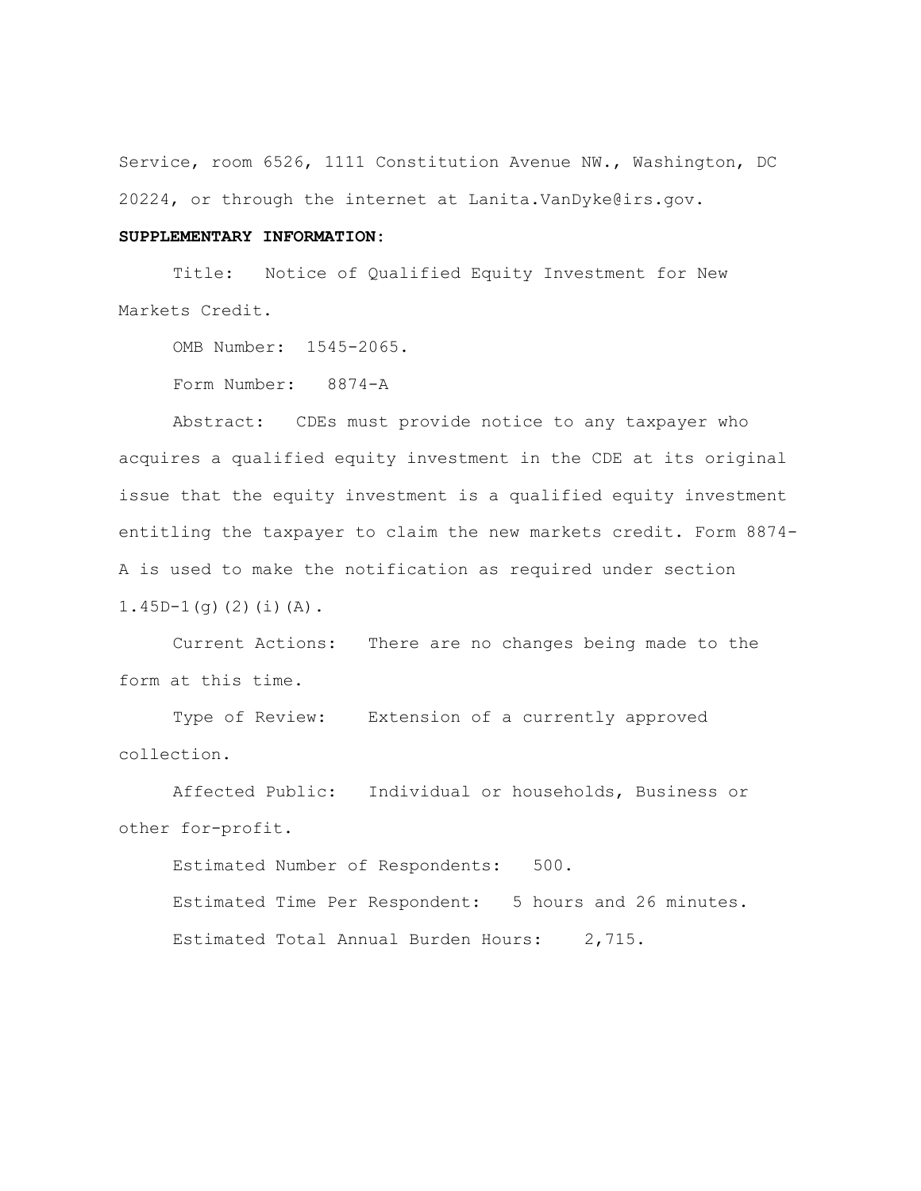Service, room 6526, 1111 Constitution Avenue NW., Washington, DC 20224, or through the internet at Lanita.VanDyke@irs.gov.

**SUPPLEMENTARY INFORMATION**:

Title: Notice of Qualified Equity Investment for New Markets Credit.

OMB Number: 1545-2065.

Form Number: 8874-A

Abstract: CDEs must provide notice to any taxpayer who acquires a qualified equity investment in the CDE at its original issue that the equity investment is a qualified equity investment entitling the taxpayer to claim the new markets credit. Form 8874-A is used to make the notification as required under section 1.45D-1(g)(2)(i)(A).

Current Actions: There are no changes being made to the form at this time.

Type of Review: Extension of a currently approved collection.

Affected Public: Individual or households, Business or other for-profit.

Estimated Number of Respondents: 500.

Estimated Time Per Respondent: 5 hours and 26 minutes.

Estimated Total Annual Burden Hours: 2,715.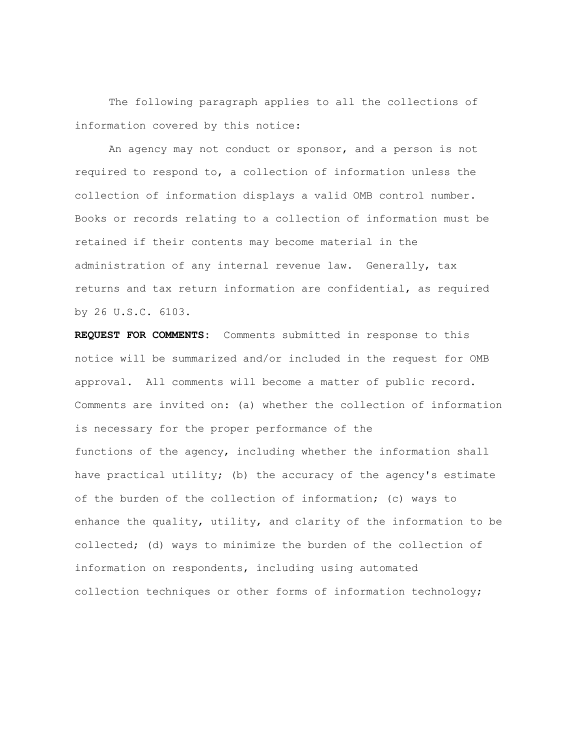The following paragraph applies to all the collections of information covered by this notice:

An agency may not conduct or sponsor, and a person is not required to respond to, a collection of information unless the collection of information displays a valid OMB control number. Books or records relating to a collection of information must be retained if their contents may become material in the administration of any internal revenue law. Generally, tax returns and tax return information are confidential, as required by 26 U.S.C. 6103.

**REQUEST FOR COMMENTS:** Comments submitted in response to this notice will be summarized and/or included in the request for OMB approval. All comments will become a matter of public record. Comments are invited on: (a) whether the collection of information is necessary for the proper performance of the functions of the agency, including whether the information shall have practical utility; (b) the accuracy of the agency's estimate of the burden of the collection of information; (c) ways to enhance the quality, utility, and clarity of the information to be collected; (d) ways to minimize the burden of the collection of information on respondents, including using automated collection techniques or other forms of information technology;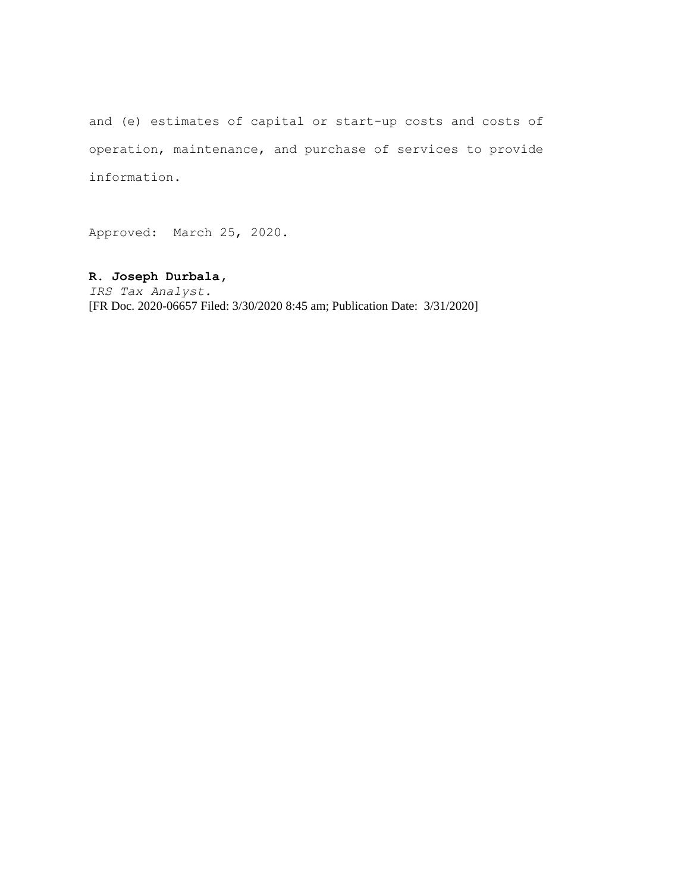and (e) estimates of capital or start-up costs and costs of operation, maintenance, and purchase of services to provide information.

Approved: March 25, 2020.

**R. Joseph Durbala,**
*IRS Tax Analyst.*
[FR Doc. 2020-06657 Filed: 3/30/2020 8:45 am; Publication Date: 3/31/2020]